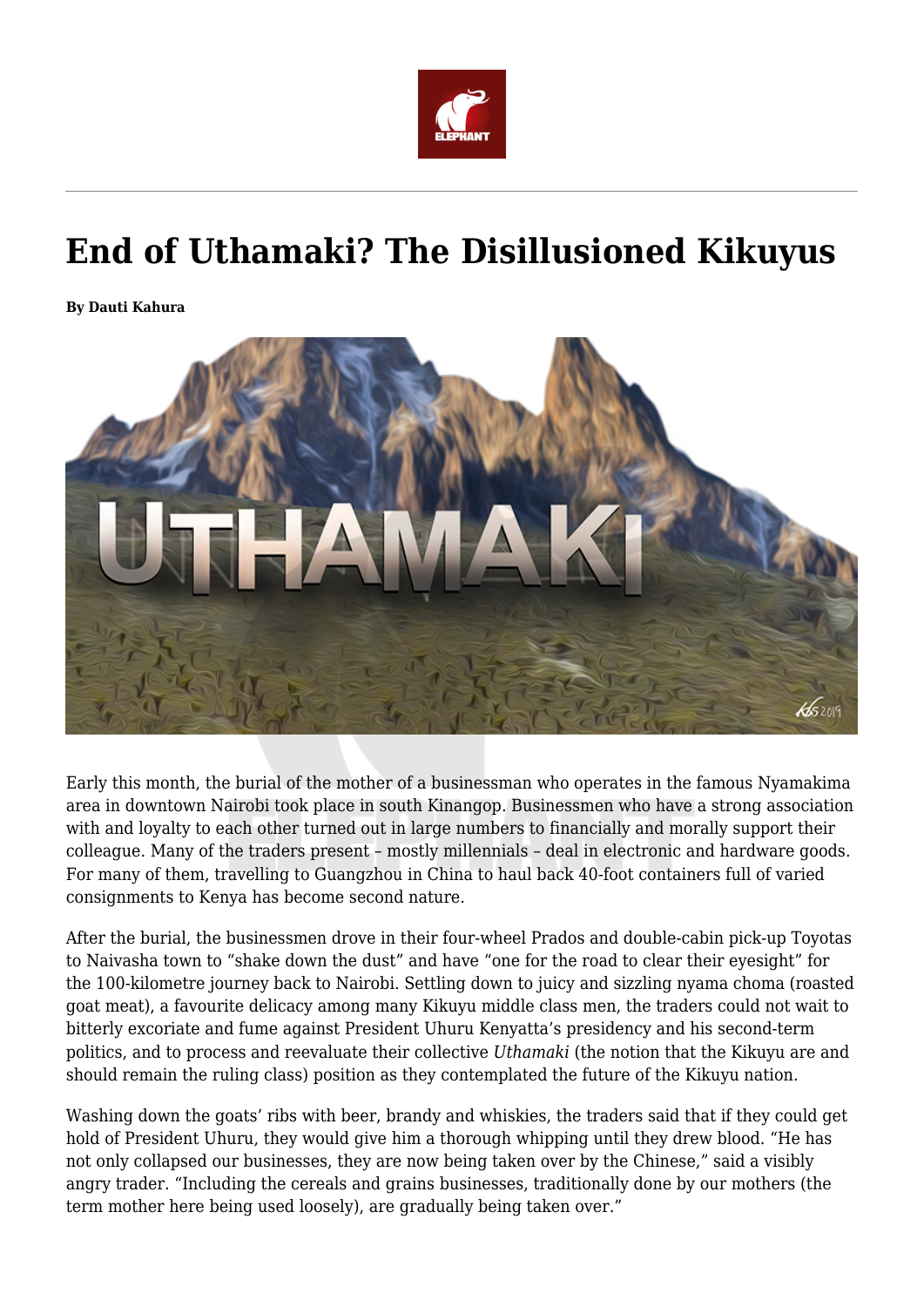# End of Uthamaki? The Disillusioned Kikuyus

**By Dauti Kahura**

Early this month, the burial of the mother of a businessman who operates in the famous Nyamakima area in downtown Nairobi took place in south Kinangop. Businessmen who have a strong association with and loyalty to each other turned out in large numbers to financially and morally support their colleague. Many of the traders present – mostly millennials – deal in electronic and hardware goods. For many of them, travelling to Guangzhou in China to haul back 40-foot containers full of varied consignments to Kenya has become second nature.

After the burial, the businessmen drove in their four-wheel Prados and double-cabin pick-up Toyotas to Naivasha town to "shake down the dust" and have "one for the road to clear their eyesight" for the 100-kilometre journey back to Nairobi. Settling down to juicy and sizzling nyama choma (roasted goat meat), a favourite delicacy among many Kikuyu middle class men, the traders could not wait to bitterly excoriate and fume against President Uhuru Kenyatta's presidency and his second-term politics, and to process and reevaluate their collective *Uthamaki* (the notion that the Kikuyu are and should remain the ruling class) position as they contemplated the future of the Kikuyu nation.

Washing down the goats' ribs with beer, brandy and whiskies, the traders said that if they could get hold of President Uhuru, they would give him a thorough whipping until they drew blood. "He has not only collapsed our businesses, they are now being taken over by the Chinese," said a visibly angry trader. "Including the cereals and grains businesses, traditionally done by our mothers (the term mother here being used loosely), are gradually being taken over."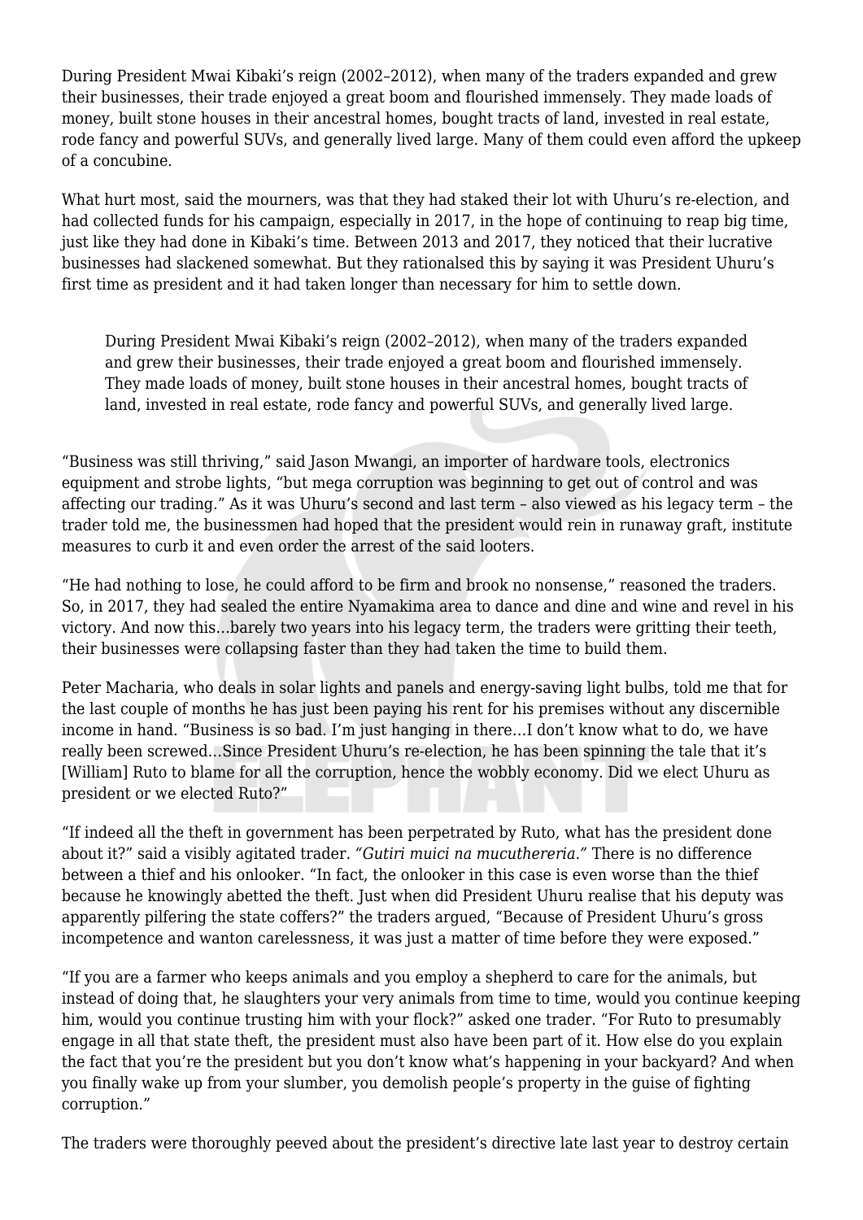During President Mwai Kibaki's reign (2002–2012), when many of the traders expanded and grew their businesses, their trade enjoyed a great boom and flourished immensely. They made loads of money, built stone houses in their ancestral homes, bought tracts of land, invested in real estate, rode fancy and powerful SUVs, and generally lived large. Many of them could even afford the upkeep of a concubine.

What hurt most, said the mourners, was that they had staked their lot with Uhuru's re-election, and had collected funds for his campaign, especially in 2017, in the hope of continuing to reap big time, just like they had done in Kibaki's time. Between 2013 and 2017, they noticed that their lucrative businesses had slackened somewhat. But they rationalsed this by saying it was President Uhuru's first time as president and it had taken longer than necessary for him to settle down.

> During President Mwai Kibaki's reign (2002–2012), when many of the traders expanded and grew their businesses, their trade enjoyed a great boom and flourished immensely. They made loads of money, built stone houses in their ancestral homes, bought tracts of land, invested in real estate, rode fancy and powerful SUVs, and generally lived large.

"Business was still thriving," said Jason Mwangi, an importer of hardware tools, electronics equipment and strobe lights, "but mega corruption was beginning to get out of control and was affecting our trading." As it was Uhuru's second and last term – also viewed as his legacy term – the trader told me, the businessmen had hoped that the president would rein in runaway graft, institute measures to curb it and even order the arrest of the said looters.

"He had nothing to lose, he could afford to be firm and brook no nonsense," reasoned the traders. So, in 2017, they had sealed the entire Nyamakima area to dance and dine and wine and revel in his victory. And now this…barely two years into his legacy term, the traders were gritting their teeth, their businesses were collapsing faster than they had taken the time to build them.

Peter Macharia, who deals in solar lights and panels and energy-saving light bulbs, told me that for the last couple of months he has just been paying his rent for his premises without any discernible income in hand. "Business is so bad. I'm just hanging in there…I don't know what to do, we have really been screwed…Since President Uhuru's re-election, he has been spinning the tale that it's [William] Ruto to blame for all the corruption, hence the wobbly economy. Did we elect Uhuru as president or we elected Ruto?"

"If indeed all the theft in government has been perpetrated by Ruto, what has the president done about it?" said a visibly agitated trader. *"Gutiri muici na mucuthereria."* There is no difference between a thief and his onlooker. "In fact, the onlooker in this case is even worse than the thief because he knowingly abetted the theft. Just when did President Uhuru realise that his deputy was apparently pilfering the state coffers?" the traders argued, "Because of President Uhuru's gross incompetence and wanton carelessness, it was just a matter of time before they were exposed."

"If you are a farmer who keeps animals and you employ a shepherd to care for the animals, but instead of doing that, he slaughters your very animals from time to time, would you continue keeping him, would you continue trusting him with your flock?" asked one trader. "For Ruto to presumably engage in all that state theft, the president must also have been part of it. How else do you explain the fact that you're the president but you don't know what's happening in your backyard? And when you finally wake up from your slumber, you demolish people's property in the guise of fighting corruption."

The traders were thoroughly peeved about the president's directive late last year to destroy certain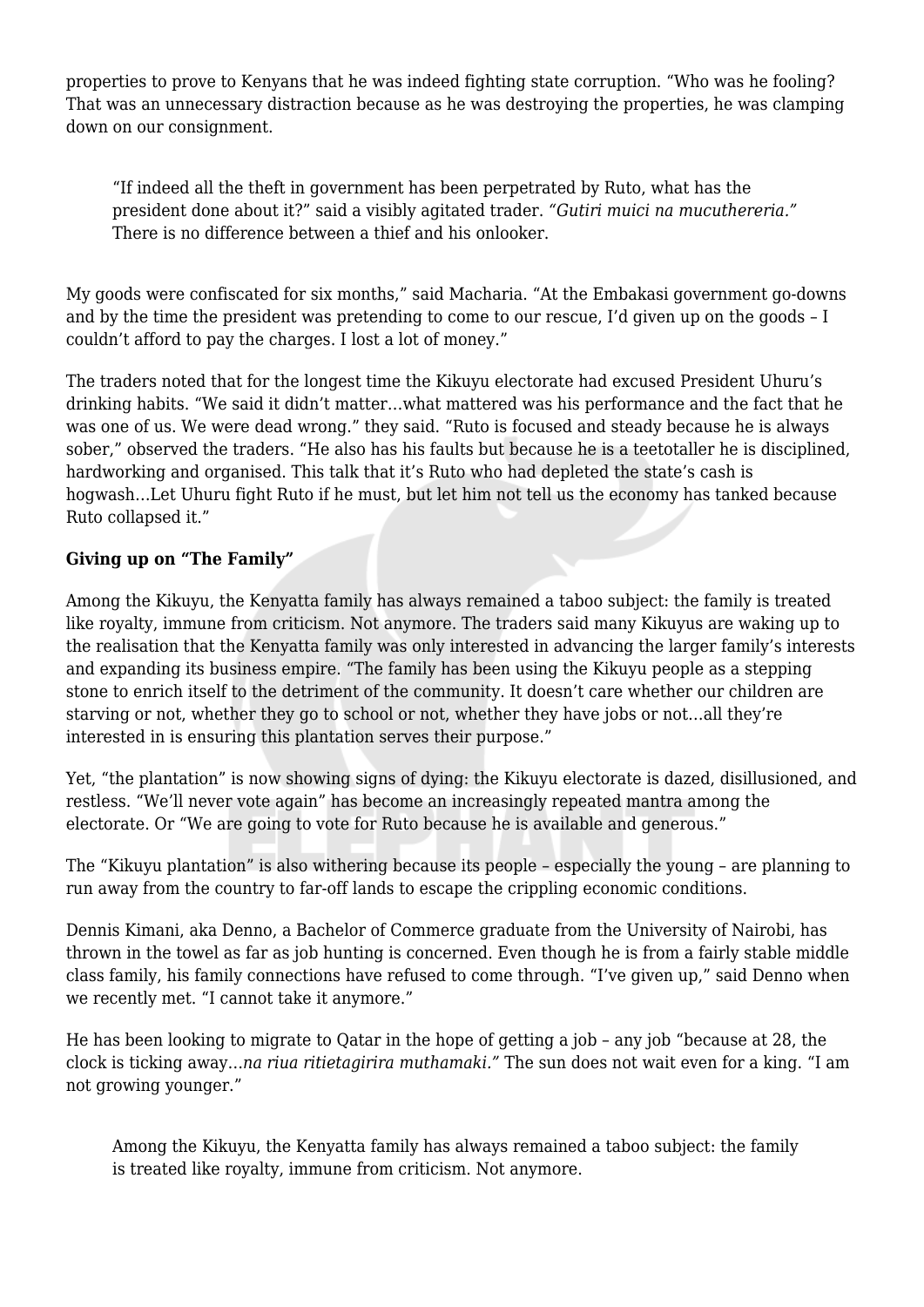properties to prove to Kenyans that he was indeed fighting state corruption. "Who was he fooling? That was an unnecessary distraction because as he was destroying the properties, he was clamping down on our consignment.

> "If indeed all the theft in government has been perpetrated by Ruto, what has the president done about it?" said a visibly agitated trader. *"Gutiri muici na mucuthereria."* There is no difference between a thief and his onlooker.

My goods were confiscated for six months," said Macharia. "At the Embakasi government go-downs and by the time the president was pretending to come to our rescue, I'd given up on the goods – I couldn't afford to pay the charges. I lost a lot of money."

The traders noted that for the longest time the Kikuyu electorate had excused President Uhuru's drinking habits. "We said it didn't matter…what mattered was his performance and the fact that he was one of us. We were dead wrong." they said. "Ruto is focused and steady because he is always sober," observed the traders. "He also has his faults but because he is a teetotaller he is disciplined, hardworking and organised. This talk that it's Ruto who had depleted the state's cash is hogwash…Let Uhuru fight Ruto if he must, but let him not tell us the economy has tanked because Ruto collapsed it."

**Giving up on "The Family"**

Among the Kikuyu, the Kenyatta family has always remained a taboo subject: the family is treated like royalty, immune from criticism. Not anymore. The traders said many Kikuyus are waking up to the realisation that the Kenyatta family was only interested in advancing the larger family's interests and expanding its business empire. "The family has been using the Kikuyu people as a stepping stone to enrich itself to the detriment of the community. It doesn't care whether our children are starving or not, whether they go to school or not, whether they have jobs or not…all they're interested in is ensuring this plantation serves their purpose."

Yet, "the plantation" is now showing signs of dying: the Kikuyu electorate is dazed, disillusioned, and restless. "We'll never vote again" has become an increasingly repeated mantra among the electorate. Or "We are going to vote for Ruto because he is available and generous."

The "Kikuyu plantation" is also withering because its people – especially the young – are planning to run away from the country to far-off lands to escape the crippling economic conditions.

Dennis Kimani, aka Denno, a Bachelor of Commerce graduate from the University of Nairobi, has thrown in the towel as far as job hunting is concerned. Even though he is from a fairly stable middle class family, his family connections have refused to come through. "I've given up," said Denno when we recently met. "I cannot take it anymore."

He has been looking to migrate to Qatar in the hope of getting a job – any job "because at 28, the clock is ticking away…*na riua ritietagirira muthamaki."* The sun does not wait even for a king. "I am not growing younger."

> Among the Kikuyu, the Kenyatta family has always remained a taboo subject: the family is treated like royalty, immune from criticism. Not anymore.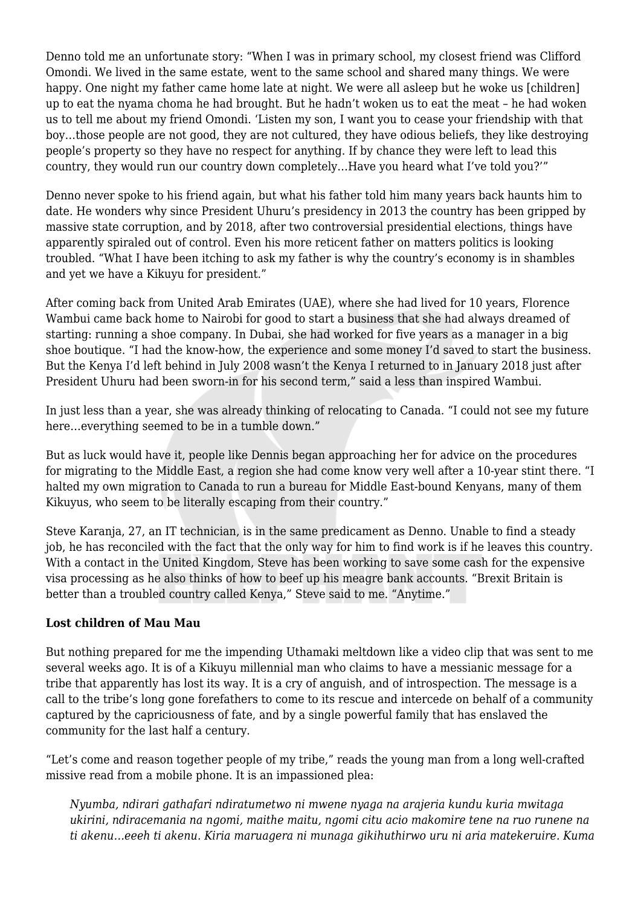Denno told me an unfortunate story: "When I was in primary school, my closest friend was Clifford Omondi. We lived in the same estate, went to the same school and shared many things. We were happy. One night my father came home late at night. We were all asleep but he woke us [children] up to eat the nyama choma he had brought. But he hadn't woken us to eat the meat – he had woken us to tell me about my friend Omondi. 'Listen my son, I want you to cease your friendship with that boy…those people are not good, they are not cultured, they have odious beliefs, they like destroying people's property so they have no respect for anything. If by chance they were left to lead this country, they would run our country down completely…Have you heard what I've told you?'"

Denno never spoke to his friend again, but what his father told him many years back haunts him to date. He wonders why since President Uhuru's presidency in 2013 the country has been gripped by massive state corruption, and by 2018, after two controversial presidential elections, things have apparently spiraled out of control. Even his more reticent father on matters politics is looking troubled. "What I have been itching to ask my father is why the country's economy is in shambles and yet we have a Kikuyu for president."

After coming back from United Arab Emirates (UAE), where she had lived for 10 years, Florence Wambui came back home to Nairobi for good to start a business that she had always dreamed of starting: running a shoe company. In Dubai, she had worked for five years as a manager in a big shoe boutique. "I had the know-how, the experience and some money I'd saved to start the business. But the Kenya I'd left behind in July 2008 wasn't the Kenya I returned to in January 2018 just after President Uhuru had been sworn-in for his second term," said a less than inspired Wambui.

In just less than a year, she was already thinking of relocating to Canada. "I could not see my future here…everything seemed to be in a tumble down."

But as luck would have it, people like Dennis began approaching her for advice on the procedures for migrating to the Middle East, a region she had come know very well after a 10-year stint there. "I halted my own migration to Canada to run a bureau for Middle East-bound Kenyans, many of them Kikuyus, who seem to be literally escaping from their country."

Steve Karanja, 27, an IT technician, is in the same predicament as Denno. Unable to find a steady job, he has reconciled with the fact that the only way for him to find work is if he leaves this country. With a contact in the United Kingdom, Steve has been working to save some cash for the expensive visa processing as he also thinks of how to beef up his meagre bank accounts. "Brexit Britain is better than a troubled country called Kenya," Steve said to me. "Anytime."

**Lost children of Mau Mau**

But nothing prepared for me the impending Uthamaki meltdown like a video clip that was sent to me several weeks ago. It is of a Kikuyu millennial man who claims to have a messianic message for a tribe that apparently has lost its way. It is a cry of anguish, and of introspection. The message is a call to the tribe's long gone forefathers to come to its rescue and intercede on behalf of a community captured by the capriciousness of fate, and by a single powerful family that has enslaved the community for the last half a century.

"Let's come and reason together people of my tribe," reads the young man from a long well-crafted missive read from a mobile phone. It is an impassioned plea:

> *Nyumba, ndirari gathafari ndiratumetwo ni mwene nyaga na arajeria kundu kuria mwitaga ukirini, ndiracemania na ngomi, maithe maitu, ngomi citu acio makomire tene na ruo runene na ti akenu…eeeh ti akenu. Kiria maruagera ni munaga gikihuthirwo uru ni aria matekeruire. Kuma*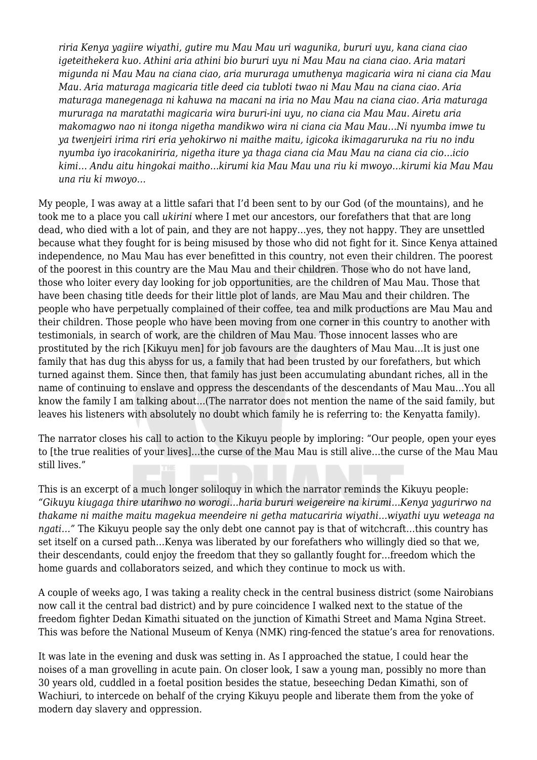*riria Kenya yagiire wiyathi, gutire mu Mau Mau uri wagunika, bururi uyu, kana ciana ciao igeteithekera kuo. Athini aria athini bio bururi uyu ni Mau Mau na ciana ciao. Aria matari migunda ni Mau Mau na ciana ciao, aria mururaga umuthenya magicaria wira ni ciana cia Mau Mau. Aria maturaga magicaria title deed cia tubloti twao ni Mau Mau na ciana ciao. Aria maturaga manegenaga ni kahuwa na macani na iria no Mau Mau na ciana ciao. Aria maturaga mururaga na maratathi magicaria wira bururi-ini uyu, no ciana cia Mau Mau. Airetu aria makomagwo nao ni itonga nigetha mandikwo wira ni ciana cia Mau Mau…Ni nyumba imwe tu ya twenjeiri irima riri eria yehokirwo ni maithe maitu, igicoka ikimagaruruka na riu no indu nyumba iyo iracokaniriria, nigetha iture ya thaga ciana cia Mau Mau na ciana cia cio…icio kimi… Andu aitu hingokai maitho…kirumi kia Mau Mau una riu ki mwoyo…kirumi kia Mau Mau una riu ki mwoyo…*

My people, I was away at a little safari that I'd been sent to by our God (of the mountains), and he took me to a place you call *ukirini* where I met our ancestors, our forefathers that that are long dead, who died with a lot of pain, and they are not happy…yes, they not happy. They are unsettled because what they fought for is being misused by those who did not fight for it. Since Kenya attained independence, no Mau Mau has ever benefitted in this country, not even their children. The poorest of the poorest in this country are the Mau Mau and their children. Those who do not have land, those who loiter every day looking for job opportunities, are the children of Mau Mau. Those that have been chasing title deeds for their little plot of lands, are Mau Mau and their children. The people who have perpetually complained of their coffee, tea and milk productions are Mau Mau and their children. Those people who have been moving from one corner in this country to another with testimonials, in search of work, are the children of Mau Mau. Those innocent lasses who are prostituted by the rich [Kikuyu men] for job favours are the daughters of Mau Mau…It is just one family that has dug this abyss for us, a family that had been trusted by our forefathers, but which turned against them. Since then, that family has just been accumulating abundant riches, all in the name of continuing to enslave and oppress the descendants of the descendants of Mau Mau…You all know the family I am talking about…(The narrator does not mention the name of the said family, but leaves his listeners with absolutely no doubt which family he is referring to: the Kenyatta family).

The narrator closes his call to action to the Kikuyu people by imploring: "Our people, open your eyes to [the true realities of your lives]…the curse of the Mau Mau is still alive…the curse of the Mau Mau still lives."

This is an excerpt of a much longer soliloquy in which the narrator reminds the Kikuyu people: *"Gikuyu kiugaga thire utarihwo no worogi…haria bururi weigereire na kirumi…Kenya yagurirwo na thakame ni maithe maitu magekua meendeire ni getha matucariria wiyathi…wiyathi uyu weteaga na ngati…"* The Kikuyu people say the only debt one cannot pay is that of witchcraft…this country has set itself on a cursed path…Kenya was liberated by our forefathers who willingly died so that we, their descendants, could enjoy the freedom that they so gallantly fought for…freedom which the home guards and collaborators seized, and which they continue to mock us with.

A couple of weeks ago, I was taking a reality check in the central business district (some Nairobians now call it the central bad district) and by pure coincidence I walked next to the statue of the freedom fighter Dedan Kimathi situated on the junction of Kimathi Street and Mama Ngina Street. This was before the National Museum of Kenya (NMK) ring-fenced the statue's area for renovations.

It was late in the evening and dusk was setting in. As I approached the statue, I could hear the noises of a man grovelling in acute pain. On closer look, I saw a young man, possibly no more than 30 years old, cuddled in a foetal position besides the statue, beseeching Dedan Kimathi, son of Wachiuri, to intercede on behalf of the crying Kikuyu people and liberate them from the yoke of modern day slavery and oppression.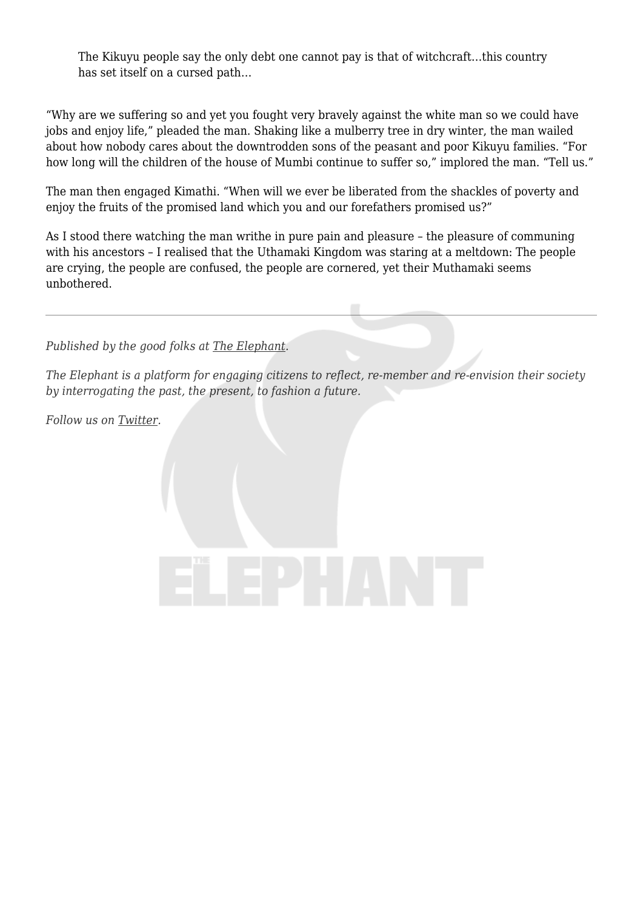> The Kikuyu people say the only debt one cannot pay is that of witchcraft…this country has set itself on a cursed path…

“Why are we suffering so and yet you fought very bravely against the white man so we could have jobs and enjoy life,” pleaded the man. Shaking like a mulberry tree in dry winter, the man wailed about how nobody cares about the downtrodden sons of the peasant and poor Kikuyu families. “For how long will the children of the house of Mumbi continue to suffer so,” implored the man. “Tell us.”

The man then engaged Kimathi. “When will we ever be liberated from the shackles of poverty and enjoy the fruits of the promised land which you and our forefathers promised us?”

As I stood there watching the man writhe in pure pain and pleasure – the pleasure of communing with his ancestors – I realised that the Uthamaki Kingdom was staring at a meltdown: The people are crying, the people are confused, the people are cornered, yet their Muthamaki seems unbothered.

---

*Published by the good folks at The Elephant.*

*The Elephant is a platform for engaging citizens to reflect, re-member and re-envision their society by interrogating the past, the present, to fashion a future.*

*Follow us on Twitter.*